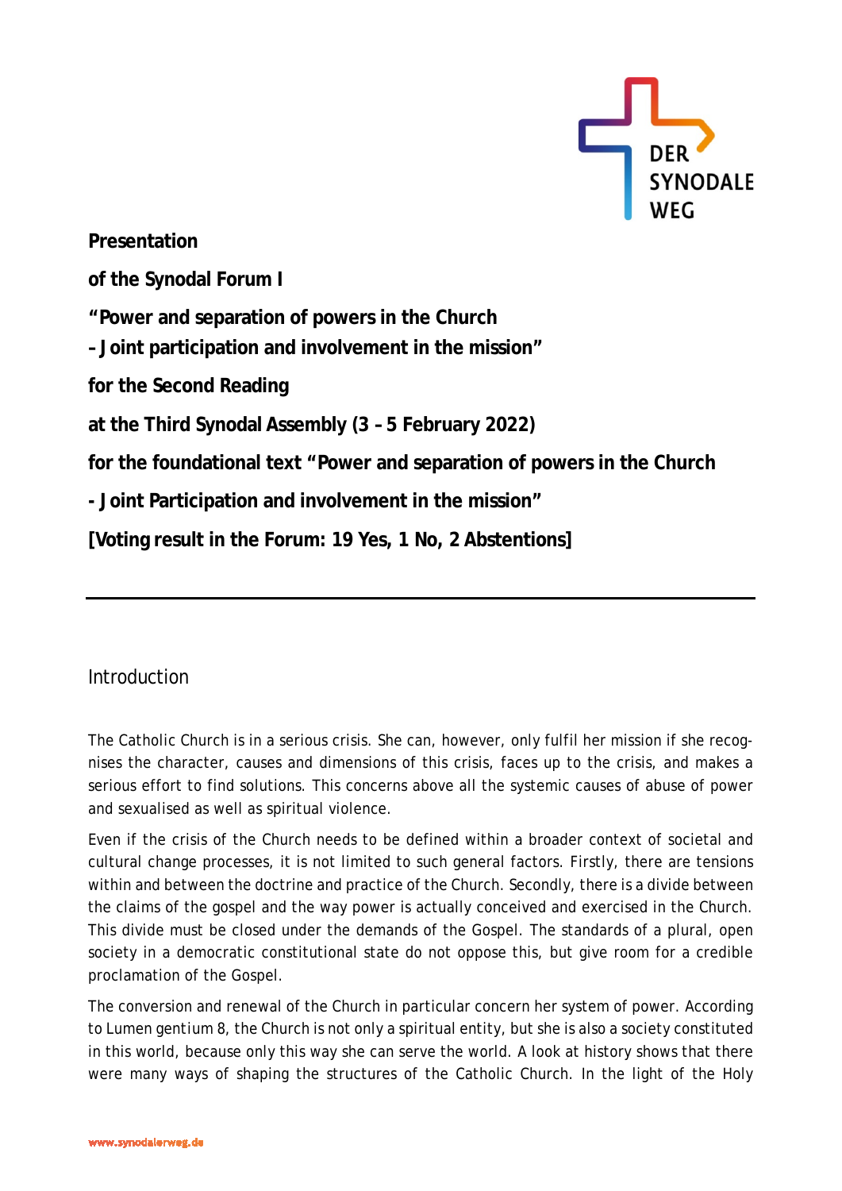**Presentation**

**of the Synodal Forum I**

**"Power and separation of powers in the Church**
**– Joint participation and involvement in the mission"**

**for the Second Reading**

**at the Third Synodal Assembly (3 – 5 February 2022)**

**for the foundational text "Power and separation of powers in the Church**

**- Joint Participation and involvement in the mission"**

**[Voting result in the Forum: 19 Yes, 1 No, 2 Abstentions]**

---

## Introduction

The Catholic Church is in a serious crisis. She can, however, only fulfil her mission if she recognises the character, causes and dimensions of this crisis, faces up to the crisis, and makes a serious effort to find solutions. This concerns above all the systemic causes of abuse of power and sexualised as well as spiritual violence.

Even if the crisis of the Church needs to be defined within a broader context of societal and cultural change processes, it is not limited to such general factors. Firstly, there are tensions within and between the doctrine and practice of the Church. Secondly, there is a divide between the claims of the gospel and the way power is actually conceived and exercised in the Church. This divide must be closed under the demands of the Gospel. The standards of a plural, open society in a democratic constitutional state do not oppose this, but give room for a credible proclamation of the Gospel.

The conversion and renewal of the Church in particular concern her system of power. According to Lumen gentium 8, the Church is not only a spiritual entity, but she is also a society constituted in this world, because only this way she can serve the world. A look at history shows that there were many ways of shaping the structures of the Catholic Church. In the light of the Holy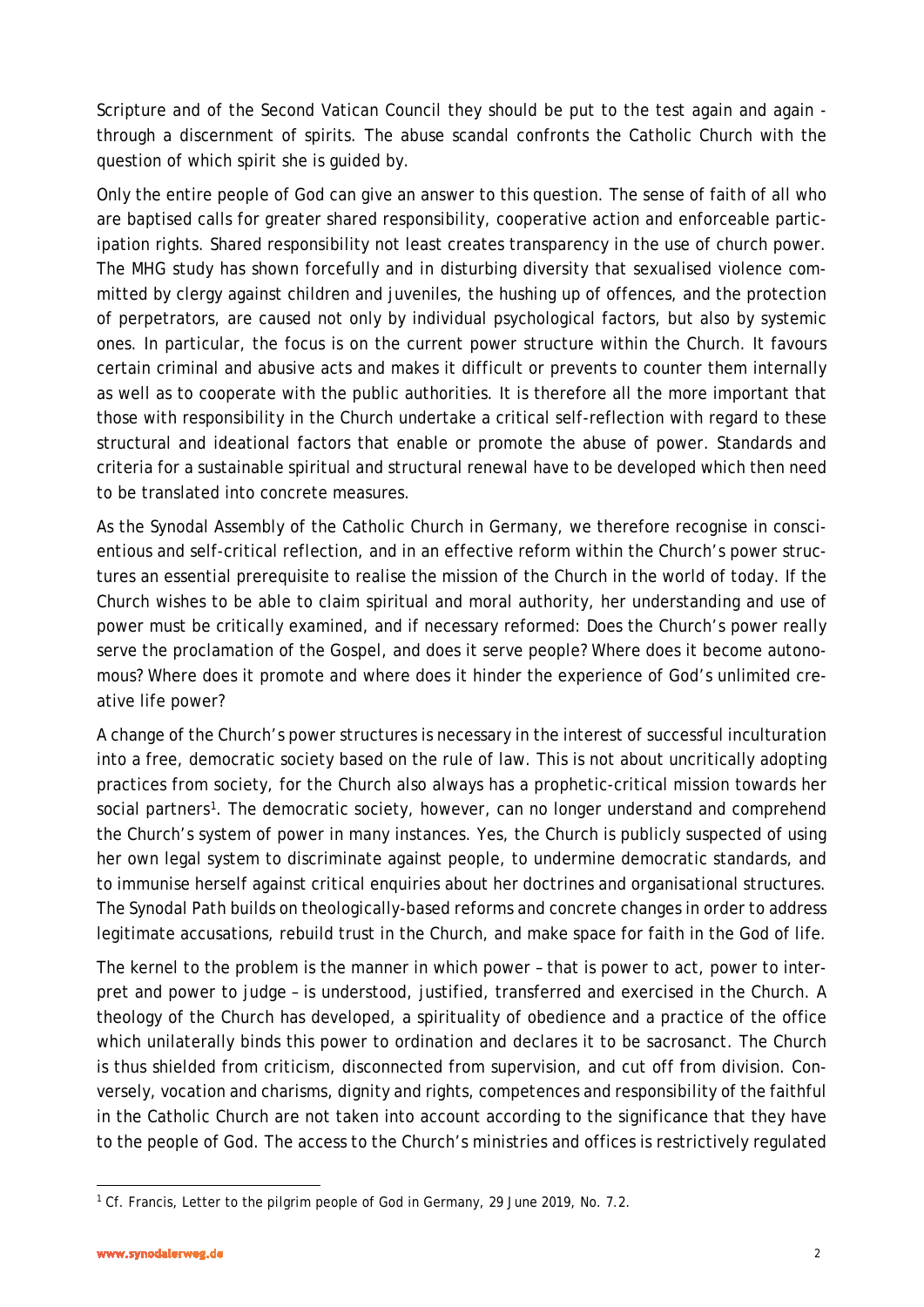Scripture and of the Second Vatican Council they should be put to the test again and again - through a discernment of spirits. The abuse scandal confronts the Catholic Church with the question of which spirit she is guided by.

Only the entire people of God can give an answer to this question. The sense of faith of all who are baptised calls for greater shared responsibility, cooperative action and enforceable participation rights. Shared responsibility not least creates transparency in the use of church power. The MHG study has shown forcefully and in disturbing diversity that sexualised violence committed by clergy against children and juveniles, the hushing up of offences, and the protection of perpetrators, are caused not only by individual psychological factors, but also by systemic ones. In particular, the focus is on the current power structure within the Church. It favours certain criminal and abusive acts and makes it difficult or prevents to counter them internally as well as to cooperate with the public authorities. It is therefore all the more important that those with responsibility in the Church undertake a critical self-reflection with regard to these structural and ideational factors that enable or promote the abuse of power. Standards and criteria for a sustainable spiritual and structural renewal have to be developed which then need to be translated into concrete measures.

As the Synodal Assembly of the Catholic Church in Germany, we therefore recognise in conscientious and self-critical reflection, and in an effective reform within the Church's power structures an essential prerequisite to realise the mission of the Church in the world of today. If the Church wishes to be able to claim spiritual and moral authority, her understanding and use of power must be critically examined, and if necessary reformed: Does the Church's power really serve the proclamation of the Gospel, and does it serve people? Where does it become autonomous? Where does it promote and where does it hinder the experience of God's unlimited creative life power?

A change of the Church's power structures is necessary in the interest of successful inculturation into a free, democratic society based on the rule of law. This is not about uncritically adopting practices from society, for the Church also always has a prophetic-critical mission towards her social partners[1]. The democratic society, however, can no longer understand and comprehend the Church's system of power in many instances. Yes, the Church is publicly suspected of using her own legal system to discriminate against people, to undermine democratic standards, and to immunise herself against critical enquiries about her doctrines and organisational structures. The Synodal Path builds on theologically-based reforms and concrete changes in order to address legitimate accusations, rebuild trust in the Church, and make space for faith in the God of life.

The kernel to the problem is the manner in which power – that is power to act, power to interpret and power to judge – is understood, justified, transferred and exercised in the Church. A theology of the Church has developed, a spirituality of obedience and a practice of the office which unilaterally binds this power to ordination and declares it to be sacrosanct. The Church is thus shielded from criticism, disconnected from supervision, and cut off from division. Conversely, vocation and charisms, dignity and rights, competences and responsibility of the faithful in the Catholic Church are not taken into account according to the significance that they have to the people of God. The access to the Church's ministries and offices is restrictively regulated

[1] Cf. Francis, Letter to the pilgrim people of God in Germany, 29 June 2019, No. 7.2.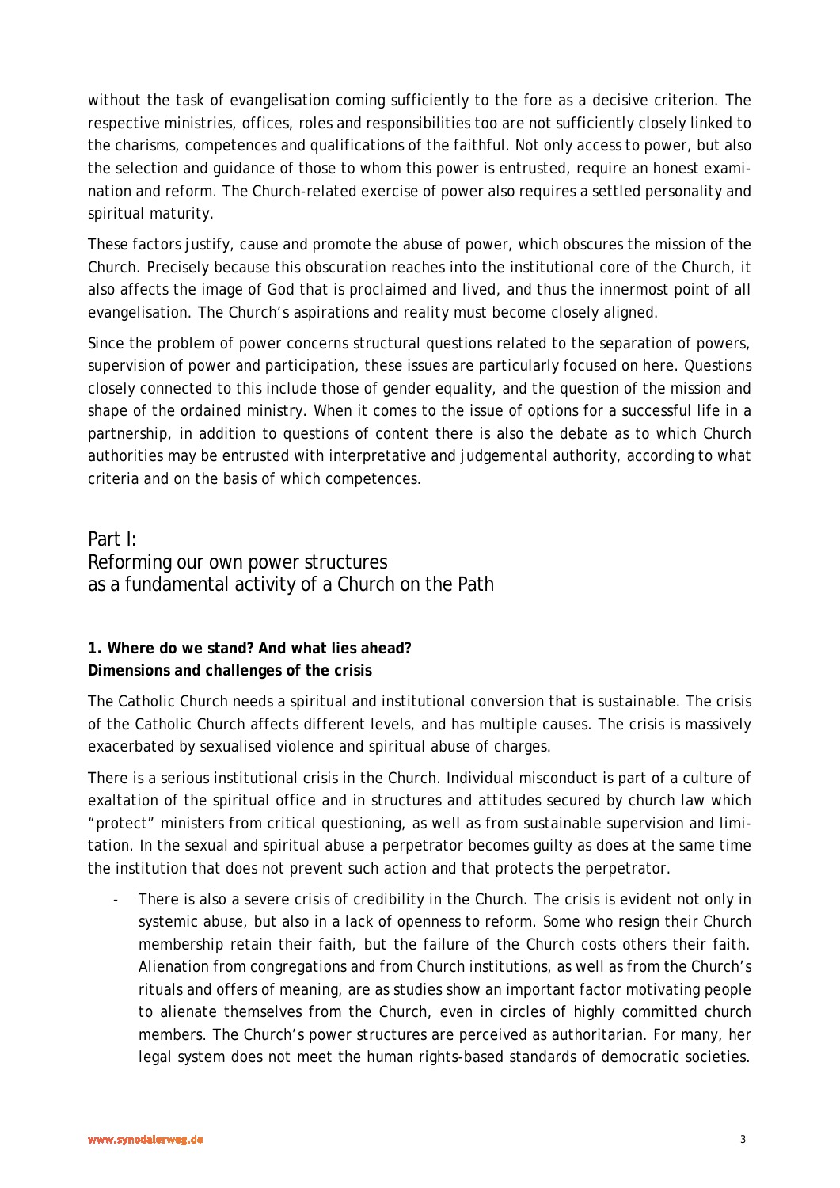without the task of evangelisation coming sufficiently to the fore as a decisive criterion. The respective ministries, offices, roles and responsibilities too are not sufficiently closely linked to the charisms, competences and qualifications of the faithful. Not only access to power, but also the selection and guidance of those to whom this power is entrusted, require an honest examination and reform. The Church-related exercise of power also requires a settled personality and spiritual maturity.

These factors justify, cause and promote the abuse of power, which obscures the mission of the Church. Precisely because this obscuration reaches into the institutional core of the Church, it also affects the image of God that is proclaimed and lived, and thus the innermost point of all evangelisation. The Church's aspirations and reality must become closely aligned.

Since the problem of power concerns structural questions related to the separation of powers, supervision of power and participation, these issues are particularly focused on here. Questions closely connected to this include those of gender equality, and the question of the mission and shape of the ordained ministry. When it comes to the issue of options for a successful life in a partnership, in addition to questions of content there is also the debate as to which Church authorities may be entrusted with interpretative and judgemental authority, according to what criteria and on the basis of which competences.

# Part I: Reforming our own power structures as a fundamental activity of a Church on the Path

### 1. Where do we stand? And what lies ahead? Dimensions and challenges of the crisis

The Catholic Church needs a spiritual and institutional conversion that is sustainable. The crisis of the Catholic Church affects different levels, and has multiple causes. The crisis is massively exacerbated by sexualised violence and spiritual abuse of charges.

There is a serious institutional crisis in the Church. Individual misconduct is part of a culture of exaltation of the spiritual office and in structures and attitudes secured by church law which "protect" ministers from critical questioning, as well as from sustainable supervision and limitation. In the sexual and spiritual abuse a perpetrator becomes guilty as does at the same time the institution that does not prevent such action and that protects the perpetrator.

- There is also a severe crisis of credibility in the Church. The crisis is evident not only in systemic abuse, but also in a lack of openness to reform. Some who resign their Church membership retain their faith, but the failure of the Church costs others their faith. Alienation from congregations and from Church institutions, as well as from the Church's rituals and offers of meaning, are as studies show an important factor motivating people to alienate themselves from the Church, even in circles of highly committed church members. The Church's power structures are perceived as authoritarian. For many, her legal system does not meet the human rights-based standards of democratic societies.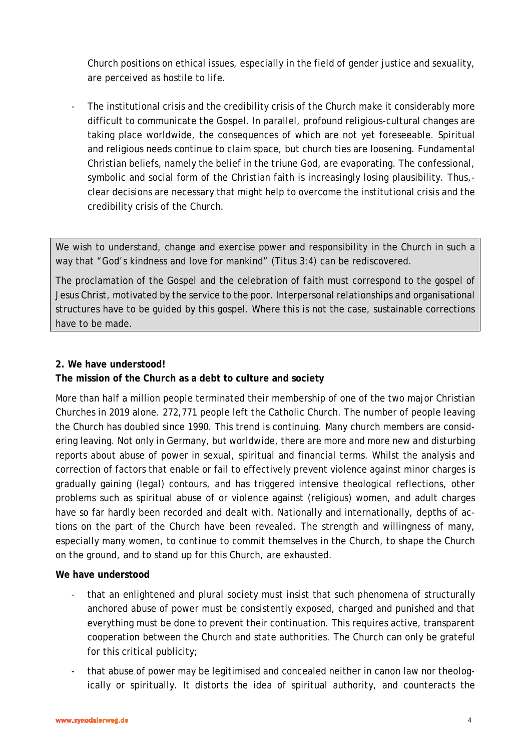Church positions on ethical issues, especially in the field of gender justice and sexuality, are perceived as hostile to life.

- The institutional crisis and the credibility crisis of the Church make it considerably more difficult to communicate the Gospel. In parallel, profound religious-cultural changes are taking place worldwide, the consequences of which are not yet foreseeable. Spiritual and religious needs continue to claim space, but church ties are loosening. Fundamental Christian beliefs, namely the belief in the triune God, are evaporating. The confessional, symbolic and social form of the Christian faith is increasingly losing plausibility. Thus,- clear decisions are necessary that might help to overcome the institutional crisis and the credibility crisis of the Church.

> We wish to understand, change and exercise power and responsibility in the Church in such a way that "God's kindness and love for mankind" (Titus 3:4) can be rediscovered.
>
> The proclamation of the Gospel and the celebration of faith must correspond to the gospel of Jesus Christ, motivated by the service to the poor. Interpersonal relationships and organisational structures have to be guided by this gospel. Where this is not the case, sustainable corrections have to be made.

## 2. We have understood! The mission of the Church as a debt to culture and society

More than half a million people terminated their membership of one of the two major Christian Churches in 2019 alone. 272,771 people left the Catholic Church. The number of people leaving the Church has doubled since 1990. This trend is continuing. Many church members are considering leaving. Not only in Germany, but worldwide, there are more and more new and disturbing reports about abuse of power in sexual, spiritual and financial terms. Whilst the analysis and correction of factors that enable or fail to effectively prevent violence against minor charges is gradually gaining (legal) contours, and has triggered intensive theological reflections, other problems such as spiritual abuse of or violence against (religious) women, and adult charges have so far hardly been recorded and dealt with. Nationally and internationally, depths of actions on the part of the Church have been revealed. The strength and willingness of many, especially many women, to continue to commit themselves in the Church, to shape the Church on the ground, and to stand up for this Church, are exhausted.

**We have understood**

- that an enlightened and plural society must insist that such phenomena of structurally anchored abuse of power must be consistently exposed, charged and punished and that everything must be done to prevent their continuation. This requires active, transparent cooperation between the Church and state authorities. The Church can only be grateful for this critical publicity;
- that abuse of power may be legitimised and concealed neither in canon law nor theologically or spiritually. It distorts the idea of spiritual authority, and counteracts the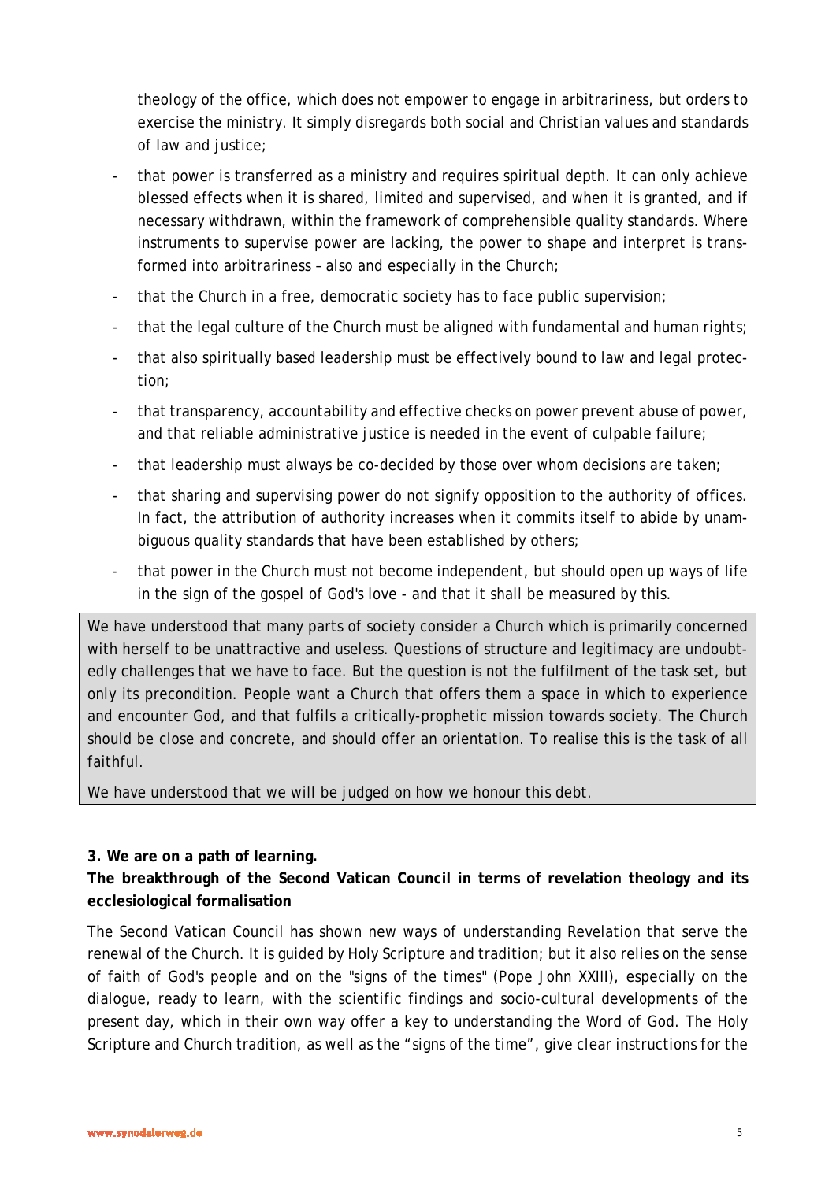theology of the office, which does not empower to engage in arbitrariness, but orders to exercise the ministry. It simply disregards both social and Christian values and standards of law and justice;

- that power is transferred as a ministry and requires spiritual depth. It can only achieve blessed effects when it is shared, limited and supervised, and when it is granted, and if necessary withdrawn, within the framework of comprehensible quality standards. Where instruments to supervise power are lacking, the power to shape and interpret is transformed into arbitrariness – also and especially in the Church;
- that the Church in a free, democratic society has to face public supervision;
- that the legal culture of the Church must be aligned with fundamental and human rights;
- that also spiritually based leadership must be effectively bound to law and legal protection;
- that transparency, accountability and effective checks on power prevent abuse of power, and that reliable administrative justice is needed in the event of culpable failure;
- that leadership must always be co-decided by those over whom decisions are taken;
- that sharing and supervising power do not signify opposition to the authority of offices. In fact, the attribution of authority increases when it commits itself to abide by unambiguous quality standards that have been established by others;
- that power in the Church must not become independent, but should open up ways of life in the sign of the gospel of God's love - and that it shall be measured by this.

> We have understood that many parts of society consider a Church which is primarily concerned with herself to be unattractive and useless. Questions of structure and legitimacy are undoubtedly challenges that we have to face. But the question is not the fulfilment of the task set, but only its precondition. People want a Church that offers them a space in which to experience and encounter God, and that fulfils a critically-prophetic mission towards society. The Church should be close and concrete, and should offer an orientation. To realise this is the task of all faithful.
>
> We have understood that we will be judged on how we honour this debt.

**3. We are on a path of learning.**
**The breakthrough of the Second Vatican Council in terms of revelation theology and its ecclesiological formalisation**

The Second Vatican Council has shown new ways of understanding Revelation that serve the renewal of the Church. It is guided by Holy Scripture and tradition; but it also relies on the sense of faith of God's people and on the "signs of the times" (Pope John XXIII), especially on the dialogue, ready to learn, with the scientific findings and socio-cultural developments of the present day, which in their own way offer a key to understanding the Word of God. The Holy Scripture and Church tradition, as well as the "signs of the time", give clear instructions for the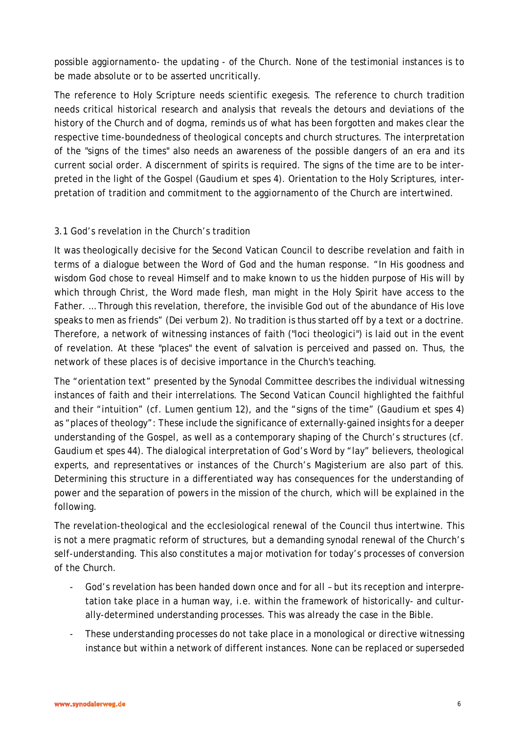possible aggiornamento- the updating - of the Church. None of the testimonial instances is to be made absolute or to be asserted uncritically.

The reference to Holy Scripture needs scientific exegesis. The reference to church tradition needs critical historical research and analysis that reveals the detours and deviations of the history of the Church and of dogma, reminds us of what has been forgotten and makes clear the respective time-boundedness of theological concepts and church structures. The interpretation of the "signs of the times" also needs an awareness of the possible dangers of an era and its current social order. A discernment of spirits is required. The signs of the time are to be interpreted in the light of the Gospel (Gaudium et spes 4). Orientation to the Holy Scriptures, interpretation of tradition and commitment to the aggiornamento of the Church are intertwined.

### 3.1 God's revelation in the Church's tradition

It was theologically decisive for the Second Vatican Council to describe revelation and faith in terms of a dialogue between the Word of God and the human response. "In His goodness and wisdom God chose to reveal Himself and to make known to us the hidden purpose of His will by which through Christ, the Word made flesh, man might in the Holy Spirit have access to the Father. … Through this revelation, therefore, the invisible God out of the abundance of His love speaks to men as friends" (Dei verbum 2). No tradition is thus started off by a text or a doctrine. Therefore, a network of witnessing instances of faith ("loci theologici") is laid out in the event of revelation. At these "places" the event of salvation is perceived and passed on. Thus, the network of these places is of decisive importance in the Church's teaching.

The "orientation text" presented by the Synodal Committee describes the individual witnessing instances of faith and their interrelations. The Second Vatican Council highlighted the faithful and their "intuition" (cf. Lumen gentium 12), and the "signs of the time" (Gaudium et spes 4) as "places of theology": These include the significance of externally-gained insights for a deeper understanding of the Gospel, as well as a contemporary shaping of the Church's structures (cf. Gaudium et spes 44). The dialogical interpretation of God's Word by "lay" believers, theological experts, and representatives or instances of the Church's Magisterium are also part of this. Determining this structure in a differentiated way has consequences for the understanding of power and the separation of powers in the mission of the church, which will be explained in the following.

The revelation-theological and the ecclesiological renewal of the Council thus intertwine. This is not a mere pragmatic reform of structures, but a demanding synodal renewal of the Church's self-understanding. This also constitutes a major motivation for today's processes of conversion of the Church.

- God's revelation has been handed down once and for all – but its reception and interpretation take place in a human way, i.e. within the framework of historically- and culturally-determined understanding processes. This was already the case in the Bible.
- These understanding processes do not take place in a monological or directive witnessing instance but within a network of different instances. None can be replaced or superseded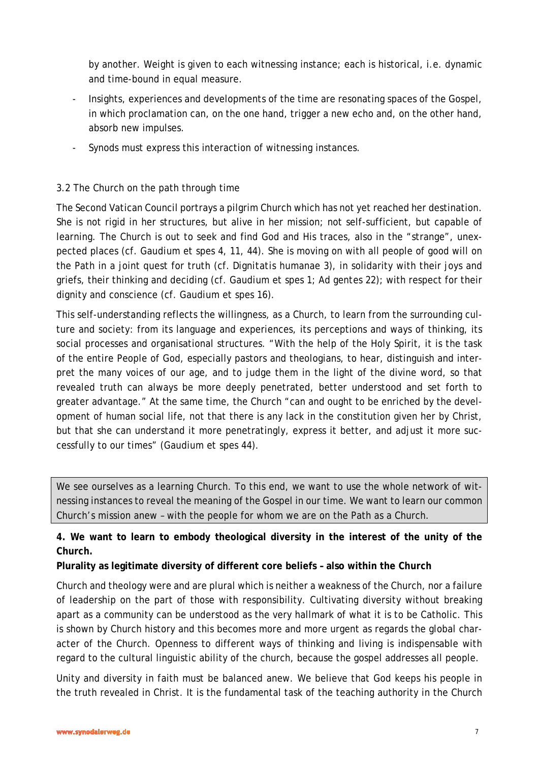by another. Weight is given to each witnessing instance; each is historical, i.e. dynamic and time-bound in equal measure.

- Insights, experiences and developments of the time are resonating spaces of the Gospel, in which proclamation can, on the one hand, trigger a new echo and, on the other hand, absorb new impulses.
- Synods must express this interaction of witnessing instances.

### 3.2 The Church on the path through time

The Second Vatican Council portrays a pilgrim Church which has not yet reached her destination. She is not rigid in her structures, but alive in her mission; not self-sufficient, but capable of learning. The Church is out to seek and find God and His traces, also in the "strange", unexpected places (cf. Gaudium et spes 4, 11, 44). She is moving on with all people of good will on the Path in a joint quest for truth (cf. Dignitatis humanae 3), in solidarity with their joys and griefs, their thinking and deciding (cf. Gaudium et spes 1; Ad gentes 22); with respect for their dignity and conscience (cf. Gaudium et spes 16).

This self-understanding reflects the willingness, as a Church, to learn from the surrounding culture and society: from its language and experiences, its perceptions and ways of thinking, its social processes and organisational structures. "With the help of the Holy Spirit, it is the task of the entire People of God, especially pastors and theologians, to hear, distinguish and interpret the many voices of our age, and to judge them in the light of the divine word, so that revealed truth can always be more deeply penetrated, better understood and set forth to greater advantage." At the same time, the Church "can and ought to be enriched by the development of human social life, not that there is any lack in the constitution given her by Christ, but that she can understand it more penetratingly, express it better, and adjust it more successfully to our times" (Gaudium et spes 44).

> We see ourselves as a learning Church. To this end, we want to use the whole network of witnessing instances to reveal the meaning of the Gospel in our time. We want to learn our common Church's mission anew – with the people for whom we are on the Path as a Church.

**4. We want to learn to embody theological diversity in the interest of the unity of the Church.**

**Plurality as legitimate diversity of different core beliefs – also within the Church**

Church and theology were and are plural which is neither a weakness of the Church, nor a failure of leadership on the part of those with responsibility. Cultivating diversity without breaking apart as a community can be understood as the very hallmark of what it is to be Catholic. This is shown by Church history and this becomes more and more urgent as regards the global character of the Church. Openness to different ways of thinking and living is indispensable with regard to the cultural linguistic ability of the church, because the gospel addresses all people.

Unity and diversity in faith must be balanced anew. We believe that God keeps his people in the truth revealed in Christ. It is the fundamental task of the teaching authority in the Church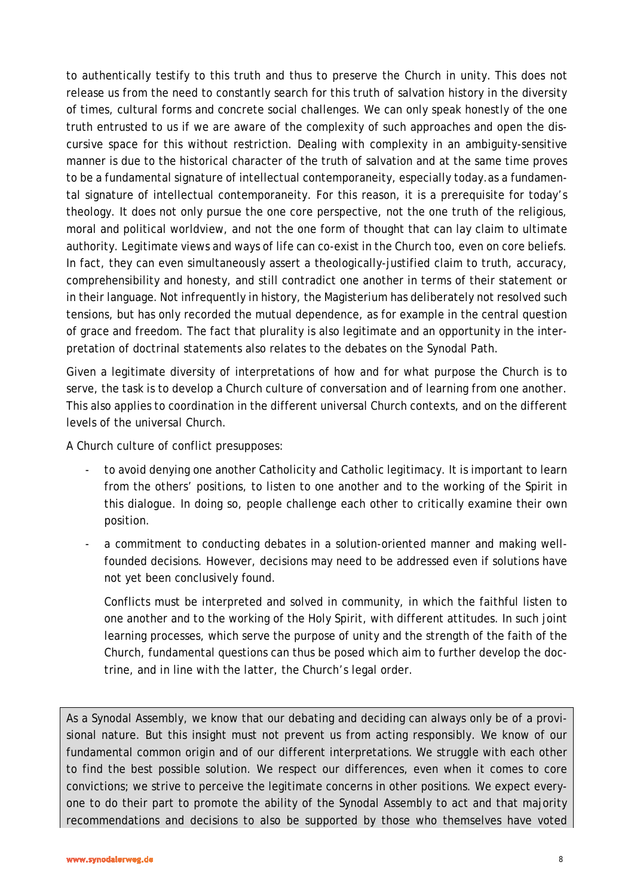to authentically testify to this truth and thus to preserve the Church in unity. This does not release us from the need to constantly search for this truth of salvation history in the diversity of times, cultural forms and concrete social challenges. We can only speak honestly of the one truth entrusted to us if we are aware of the complexity of such approaches and open the discursive space for this without restriction. Dealing with complexity in an ambiguity-sensitive manner is due to the historical character of the truth of salvation and at the same time proves to be a fundamental signature of intellectual contemporaneity, especially today.as a fundamental signature of intellectual contemporaneity. For this reason, it is a prerequisite for today's theology. It does not only pursue the one core perspective, not the one truth of the religious, moral and political worldview, and not the one form of thought that can lay claim to ultimate authority. Legitimate views and ways of life can co-exist in the Church too, even on core beliefs. In fact, they can even simultaneously assert a theologically-justified claim to truth, accuracy, comprehensibility and honesty, and still contradict one another in terms of their statement or in their language. Not infrequently in history, the Magisterium has deliberately not resolved such tensions, but has only recorded the mutual dependence, as for example in the central question of grace and freedom. The fact that plurality is also legitimate and an opportunity in the interpretation of doctrinal statements also relates to the debates on the Synodal Path.

Given a legitimate diversity of interpretations of how and for what purpose the Church is to serve, the task is to develop a Church culture of conversation and of learning from one another. This also applies to coordination in the different universal Church contexts, and on the different levels of the universal Church.

A Church culture of conflict presupposes:

- to avoid denying one another Catholicity and Catholic legitimacy. It is important to learn from the others' positions, to listen to one another and to the working of the Spirit in this dialogue. In doing so, people challenge each other to critically examine their own position.
- a commitment to conducting debates in a solution-oriented manner and making well-founded decisions. However, decisions may need to be addressed even if solutions have not yet been conclusively found.

  Conflicts must be interpreted and solved in community, in which the faithful listen to one another and to the working of the Holy Spirit, with different attitudes. In such joint learning processes, which serve the purpose of unity and the strength of the faith of the Church, fundamental questions can thus be posed which aim to further develop the doctrine, and in line with the latter, the Church's legal order.

As a Synodal Assembly, we know that our debating and deciding can always only be of a provisional nature. But this insight must not prevent us from acting responsibly. We know of our fundamental common origin and of our different interpretations. We struggle with each other to find the best possible solution. We respect our differences, even when it comes to core convictions; we strive to perceive the legitimate concerns in other positions. We expect everyone to do their part to promote the ability of the Synodal Assembly to act and that majority recommendations and decisions to also be supported by those who themselves have voted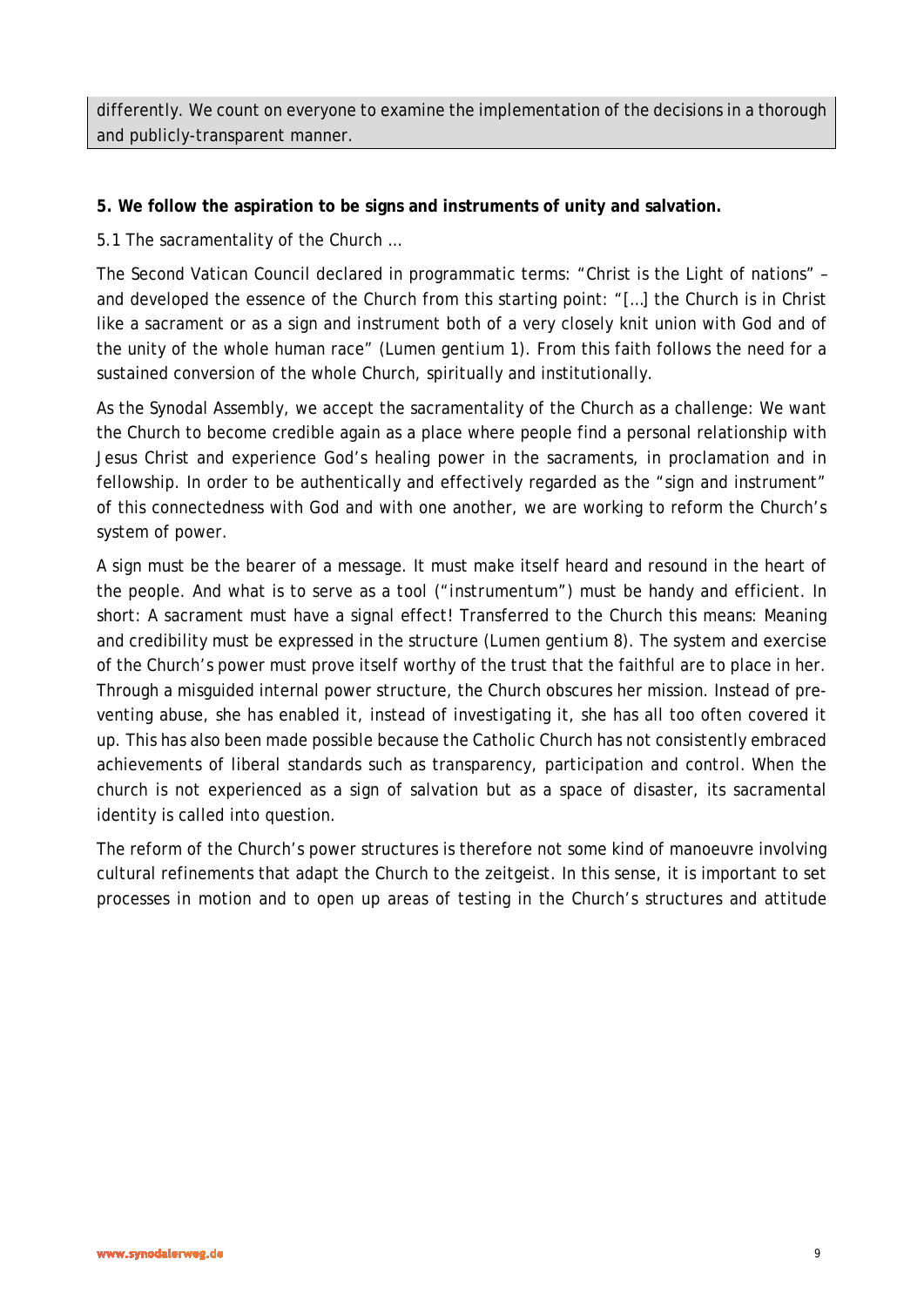differently. We count on everyone to examine the implementation of the decisions in a thorough and publicly-transparent manner.

**5. We follow the aspiration to be signs and instruments of unity and salvation.**

5.1 The sacramentality of the Church …

The Second Vatican Council declared in programmatic terms: "Christ is the Light of nations" – and developed the essence of the Church from this starting point: "[…] the Church is in Christ like a sacrament or as a sign and instrument both of a very closely knit union with God and of the unity of the whole human race" (*Lumen gentium* 1). From this faith follows the need for a sustained conversion of the whole Church, spiritually and institutionally.

As the Synodal Assembly, we accept the sacramentality of the Church as a challenge: We want the Church to become credible again as a place where people find a personal relationship with Jesus Christ and experience God's healing power in the sacraments, in proclamation and in fellowship. In order to be authentically and effectively regarded as the "sign and instrument" of this connectedness with God and with one another, we are working to reform the Church's system of power.

A sign must be the bearer of a message. It must make itself heard and resound in the heart of the people. And what is to serve as a tool ("instrumentum") must be handy and efficient. In short: A sacrament must have a signal effect! Transferred to the Church this means: Meaning and credibility must be expressed in the structure (*Lumen gentium* 8). The system and exercise of the Church's power must prove itself worthy of the trust that the faithful are to place in her. Through a misguided internal power structure, the Church obscures her mission. Instead of preventing abuse, she has enabled it, instead of investigating it, she has all too often covered it up. This has also been made possible because the Catholic Church has not consistently embraced achievements of liberal standards such as transparency, participation and control. When the church is not experienced as a sign of salvation but as a space of disaster, its sacramental identity is called into question.

The reform of the Church's power structures is therefore not some kind of manoeuvre involving cultural refinements that adapt the Church to the zeitgeist. In this sense, it is important to set processes in motion and to open up areas of testing in the Church's structures and attitude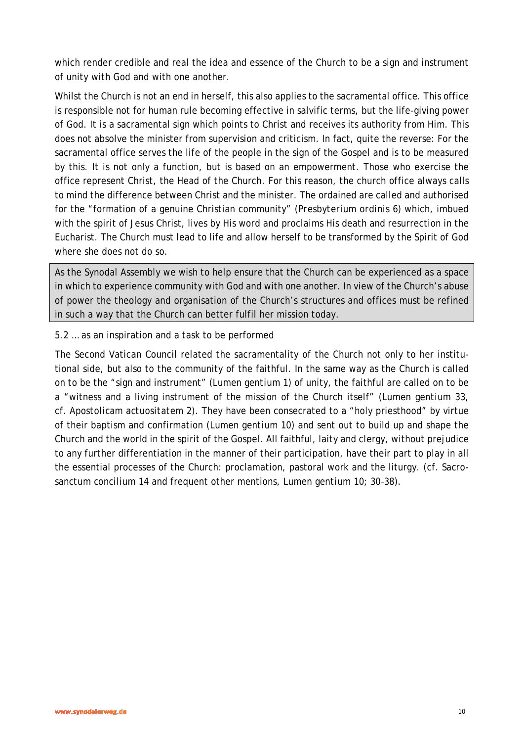which render credible and real the idea and essence of the Church to be a sign and instrument of unity with God and with one another.

Whilst the Church is not an end in herself, this also applies to the sacramental office. This office is responsible not for human rule becoming effective in salvific terms, but the life-giving power of God. It is a sacramental sign which points to Christ and receives its authority from Him. This does not absolve the minister from supervision and criticism. In fact, quite the reverse: For the sacramental office serves the life of the people in the sign of the Gospel and is to be measured by this. It is not only a function, but is based on an empowerment. Those who exercise the office represent Christ, the Head of the Church. For this reason, the church office always calls to mind the difference between Christ and the minister. The ordained are called and authorised for the "formation of a genuine Christian community" (*Presbyterium ordinis* 6) which, imbued with the spirit of Jesus Christ, lives by His word and proclaims His death and resurrection in the Eucharist. The Church must lead to life and allow herself to be transformed by the Spirit of God where she does not do so.

> As the Synodal Assembly we wish to help ensure that the Church can be experienced as a space in which to experience community with God and with one another. In view of the Church's abuse of power the theology and organisation of the Church's structures and offices must be refined in such a way that the Church can better fulfil her mission today.

### 5.2 … as an inspiration and a task to be performed

The Second Vatican Council related the sacramentality of the Church not only to her institutional side, but also to the community of the faithful. In the same way as the Church is called on to be the "sign and instrument" (*Lumen gentium* 1) of unity, the faithful are called on to be a "witness and a living instrument of the mission of the Church itself" (*Lumen gentium* 33, cf. *Apostolicam actuositatem* 2). They have been consecrated to a "holy priesthood" by virtue of their baptism and confirmation (*Lumen gentium* 10) and sent out to build up and shape the Church and the world in the spirit of the Gospel. All faithful, laity and clergy, without prejudice to any further differentiation in the manner of their participation, have their part to play in all the essential processes of the Church: proclamation, pastoral work and the liturgy. (cf. *Sacrosanctum concilium* 14 and frequent other mentions, *Lumen gentium* 10; 30–38).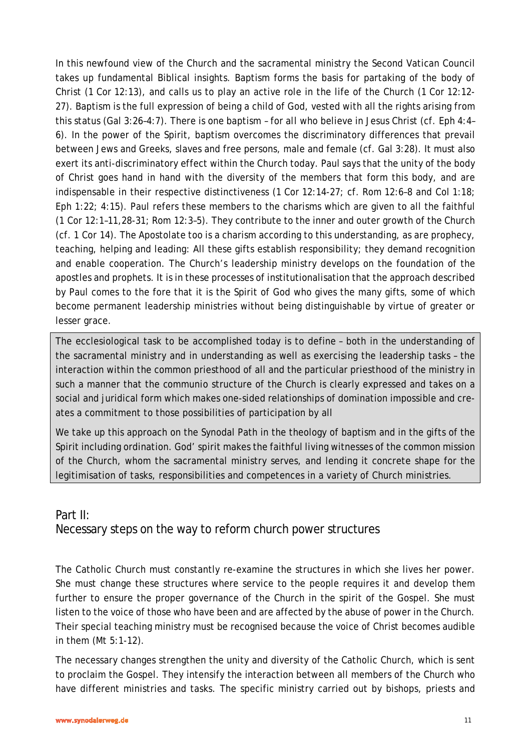In this newfound view of the Church and the sacramental ministry the Second Vatican Council takes up fundamental Biblical insights. Baptism forms the basis for partaking of the body of Christ (1 Cor 12:13), and calls us to play an active role in the life of the Church (1 Cor 12:12-27). Baptism is the full expression of being a child of God, vested with all the rights arising from this status (Gal 3:26–4:7). There is one baptism – for all who believe in Jesus Christ (cf. Eph 4:4–6). In the power of the Spirit, baptism overcomes the discriminatory differences that prevail between Jews and Greeks, slaves and free persons, male and female (cf. Gal 3:28). It must also exert its anti-discriminatory effect within the Church today. Paul says that the unity of the body of Christ goes hand in hand with the diversity of the members that form this body, and are indispensable in their respective distinctiveness (1 Cor 12:14-27; cf. Rom 12:6–8 and Col 1:18; Eph 1:22; 4:15). Paul refers these members to the charisms which are given to all the faithful (1 Cor 12:1–11,28-31; Rom 12:3–5). They contribute to the inner and outer growth of the Church (cf. 1 Cor 14). The Apostolate too is a charism according to this understanding, as are prophecy, teaching, helping and leading: All these gifts establish responsibility; they demand recognition and enable cooperation. The Church's leadership ministry develops on the foundation of the apostles and prophets. It is in these processes of institutionalisation that the approach described by Paul comes to the fore that it is the Spirit of God who gives the many gifts, some of which become permanent leadership ministries without being distinguishable by virtue of greater or lesser grace.

> The ecclesiological task to be accomplished today is to define – both in the understanding of the sacramental ministry and in understanding as well as exercising the leadership tasks – the interaction within the common priesthood of all and the particular priesthood of the ministry in such a manner that the communio structure of the Church is clearly expressed and takes on a social and juridical form which makes one-sided relationships of domination impossible and creates a commitment to those possibilities of participation by all
>
> We take up this approach on the Synodal Path in the theology of baptism and in the gifts of the Spirit including ordination. God' spirit makes the faithful living witnesses of the common mission of the Church, whom the sacramental ministry serves, and lending it concrete shape for the legitimisation of tasks, responsibilities and competences in a variety of Church ministries.

## Part II: Necessary steps on the way to reform church power structures

The Catholic Church must constantly re-examine the structures in which she lives her power. She must change these structures where service to the people requires it and develop them further to ensure the proper governance of the Church in the spirit of the Gospel. She must listen to the voice of those who have been and are affected by the abuse of power in the Church. Their special teaching ministry must be recognised because the voice of Christ becomes audible in them (Mt 5:1-12).

The necessary changes strengthen the unity and diversity of the Catholic Church, which is sent to proclaim the Gospel. They intensify the interaction between all members of the Church who have different ministries and tasks. The specific ministry carried out by bishops, priests and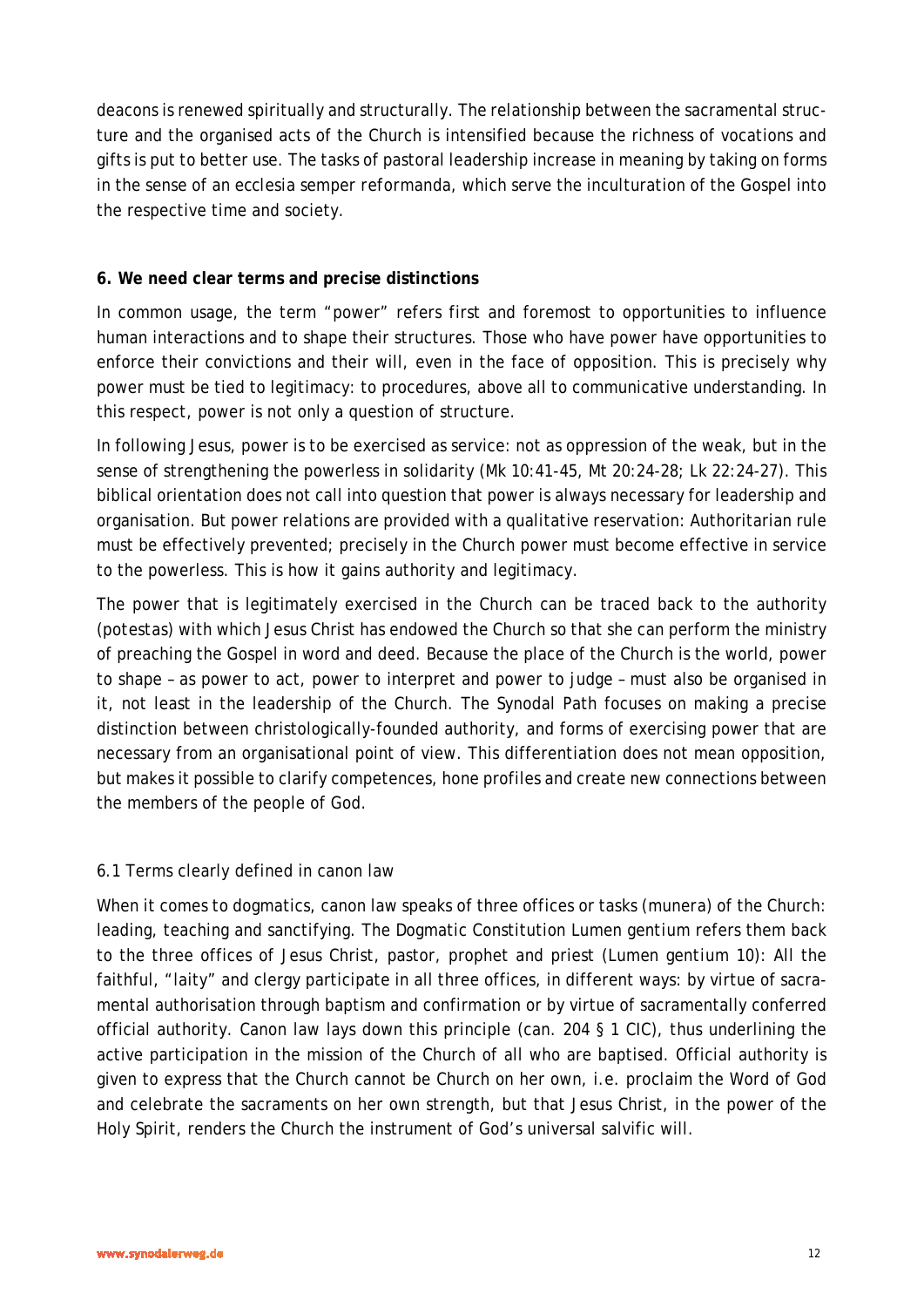deacons is renewed spiritually and structurally. The relationship between the sacramental structure and the organised acts of the Church is intensified because the richness of vocations and gifts is put to better use. The tasks of pastoral leadership increase in meaning by taking on forms in the sense of an *ecclesia semper reformanda*, which serve the inculturation of the Gospel into the respective time and society.

## 6. We need clear terms and precise distinctions

In common usage, the term "power" refers first and foremost to opportunities to influence human interactions and to shape their structures. Those who have power have opportunities to enforce their convictions and their will, even in the face of opposition. This is precisely why power must be tied to legitimacy: to procedures, above all to communicative understanding. In this respect, power is not only a question of structure.

In following Jesus, power is to be exercised as service: not as oppression of the weak, but in the sense of strengthening the powerless in solidarity (Mk 10:41-45, Mt 20:24-28; Lk 22:24-27). This biblical orientation does not call into question that power is always necessary for leadership and organisation. But power relations are provided with a qualitative reservation: Authoritarian rule must be effectively prevented; precisely in the Church power must become effective in service to the powerless. This is how it gains authority and legitimacy.

The power that is legitimately exercised in the Church can be traced back to the authority (*potestas*) with which Jesus Christ has endowed the Church so that she can perform the ministry of preaching the Gospel in word and deed. Because the place of the Church is the world, power to shape – as power to act, power to interpret and power to judge – must also be organised in it, not least in the leadership of the Church. The Synodal Path focuses on making a precise distinction between christologically-founded authority, and forms of exercising power that are necessary from an organisational point of view. This differentiation does not mean opposition, but makes it possible to clarify competences, hone profiles and create new connections between the members of the people of God.

### 6.1 Terms clearly defined in canon law

When it comes to dogmatics, canon law speaks of three offices or tasks (*munera*) of the Church: leading, teaching and sanctifying. The Dogmatic Constitution *Lumen gentium* refers them back to the three offices of Jesus Christ, pastor, prophet and priest (*Lumen gentium* 10): All the faithful, "laity" and clergy participate in all three offices, in different ways: by virtue of sacramental authorisation through baptism and confirmation or by virtue of sacramentally conferred official authority. Canon law lays down this principle (can. 204 § 1 CIC), thus underlining the active participation in the mission of the Church of all who are baptised. Official authority is given to express that the Church cannot be Church on her own, i.e. proclaim the Word of God and celebrate the sacraments on her own strength, but that Jesus Christ, in the power of the Holy Spirit, renders the Church the instrument of God's universal salvific will.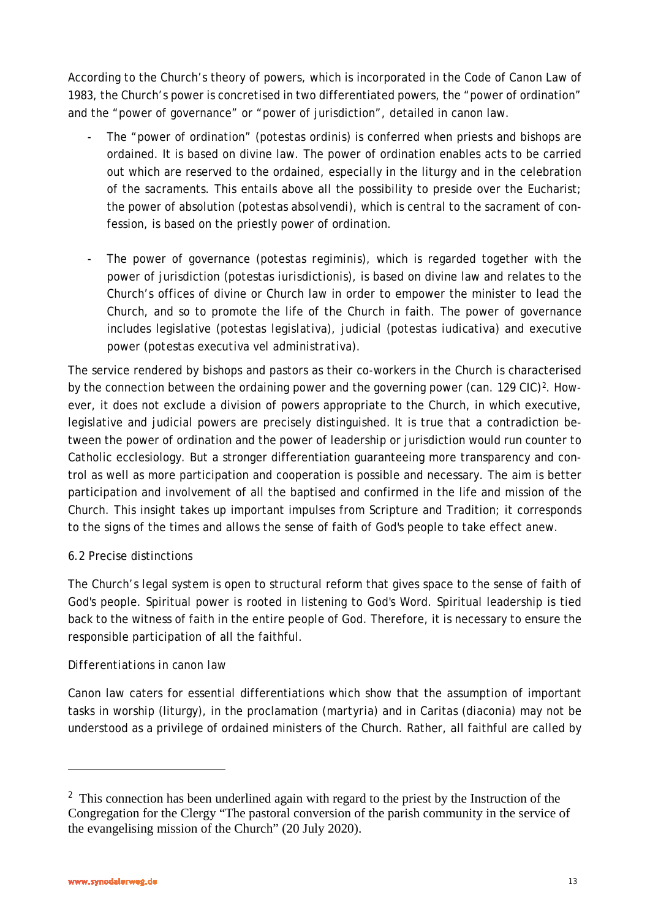According to the Church's theory of powers, which is incorporated in the Code of Canon Law of 1983, the Church's power is concretised in two differentiated powers, the "power of ordination" and the "power of governance" or "power of jurisdiction", detailed in canon law.

- The "power of ordination" (*potestas ordinis*) is conferred when priests and bishops are ordained. It is based on divine law. The power of ordination enables acts to be carried out which are reserved to the ordained, especially in the liturgy and in the celebration of the sacraments. This entails above all the possibility to preside over the Eucharist; the power of absolution (*potestas absolvendi*), which is central to the sacrament of confession, is based on the priestly power of ordination.

- The power of governance (*potestas regiminis*), which is regarded together with the power of jurisdiction (*potestas iurisdictionis*), is based on divine law and relates to the Church's offices of divine or Church law in order to empower the minister to lead the Church, and so to promote the life of the Church in faith. The power of governance includes legislative (*potestas legislativa*), judicial (*potestas iudicativa*) and executive power (*potestas executiva vel administrativa*).

The service rendered by bishops and pastors as their co-workers in the Church is characterised by the connection between the ordaining power and the governing power (can. 129 CIC)[2]. However, it does not exclude a division of powers appropriate to the Church, in which executive, legislative and judicial powers are precisely distinguished. It is true that a contradiction between the power of ordination and the power of leadership or jurisdiction would run counter to Catholic ecclesiology. But a stronger differentiation guaranteeing more transparency and control as well as more participation and cooperation is possible and necessary. The aim is better participation and involvement of all the baptised and confirmed in the life and mission of the Church. This insight takes up important impulses from Scripture and Tradition; it corresponds to the signs of the times and allows the sense of faith of God's people to take effect anew.

## 6.2 Precise distinctions

The Church's legal system is open to structural reform that gives space to the sense of faith of God's people. Spiritual power is rooted in listening to God's Word. Spiritual leadership is tied back to the witness of faith in the entire people of God. Therefore, it is necessary to ensure the responsible participation of all the faithful.

### Differentiations in canon law

Canon law caters for essential differentiations which show that the assumption of important tasks in worship (liturgy), in the proclamation (martyria) and in Caritas (diaconia) may not be understood as a privilege of ordained ministers of the Church. Rather, all faithful are called by

---

[2] This connection has been underlined again with regard to the priest by the Instruction of the Congregation for the Clergy "The pastoral conversion of the parish community in the service of the evangelising mission of the Church" (20 July 2020).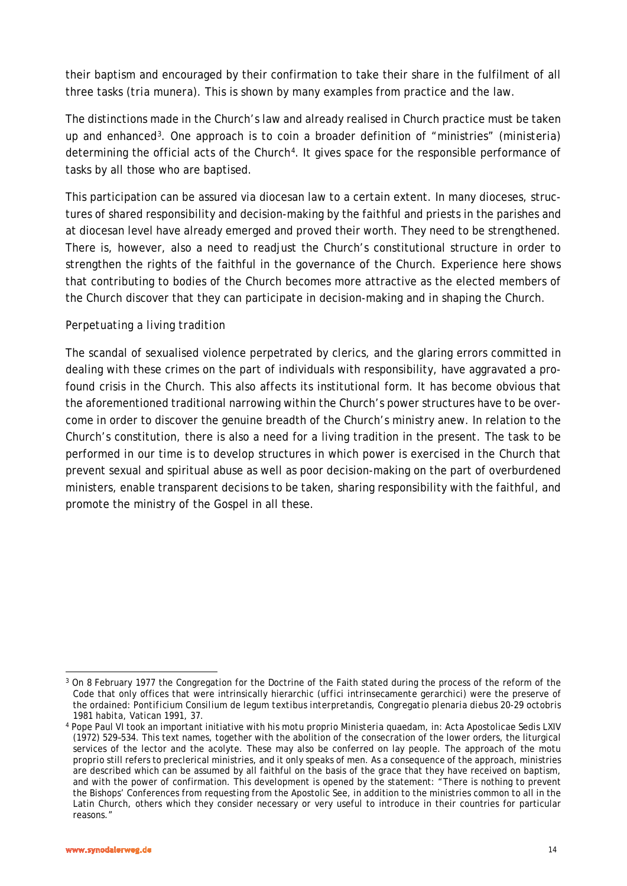their baptism and encouraged by their confirmation to take their share in the fulfilment of all three tasks (*tria munera*). This is shown by many examples from practice and the law.

The distinctions made in the Church's law and already realised in Church practice must be taken up and enhanced[3]. One approach is to coin a broader definition of "ministries" (*ministeria*) determining the official acts of the Church[4]. It gives space for the responsible performance of tasks by all those who are baptised.

This participation can be assured via diocesan law to a certain extent. In many dioceses, structures of shared responsibility and decision-making by the faithful and priests in the parishes and at diocesan level have already emerged and proved their worth. They need to be strengthened. There is, however, also a need to readjust the Church's constitutional structure in order to strengthen the rights of the faithful in the governance of the Church. Experience here shows that contributing to bodies of the Church becomes more attractive as the elected members of the Church discover that they can participate in decision-making and in shaping the Church.

*Perpetuating a living tradition*

The scandal of sexualised violence perpetrated by clerics, and the glaring errors committed in dealing with these crimes on the part of individuals with responsibility, have aggravated a profound crisis in the Church. This also affects its institutional form. It has become obvious that the aforementioned traditional narrowing within the Church's power structures have to be overcome in order to discover the genuine breadth of the Church's ministry anew. In relation to the Church's constitution, there is also a need for a living tradition in the present. The task to be performed in our time is to develop structures in which power is exercised in the Church that prevent sexual and spiritual abuse as well as poor decision-making on the part of overburdened ministers, enable transparent decisions to be taken, sharing responsibility with the faithful, and promote the ministry of the Gospel in all these.

---

[3] On 8 February 1977 the Congregation for the Doctrine of the Faith stated during the process of the reform of the Code that only offices that were intrinsically hierarchic (*uffici intrinsecamente gerarchici*) were the preserve of the ordained: *Pontificium Consilium de legum textibus interpretandis, Congregatio plenaria diebus 20-29 octobris 1981 habita*, Vatican 1991, 37.

[4] Pope Paul VI took an important initiative with his motu proprio *Ministeria quaedam*, in: Acta Apostolicae Sedis LXIV (1972) 529–534. This text names, together with the abolition of the consecration of the lower orders, the liturgical services of the lector and the acolyte. These may also be conferred on lay people. The approach of the motu proprio still refers to preclerical ministries, and it only speaks of men. As a consequence of the approach, ministries are described which can be assumed by all faithful on the basis of the grace that they have received on baptism, and with the power of confirmation. This development is opened by the statement: "There is nothing to prevent the Bishops' Conferences from requesting from the Apostolic See, in addition to the ministries common to all in the Latin Church, others which they consider necessary or very useful to introduce in their countries for particular reasons."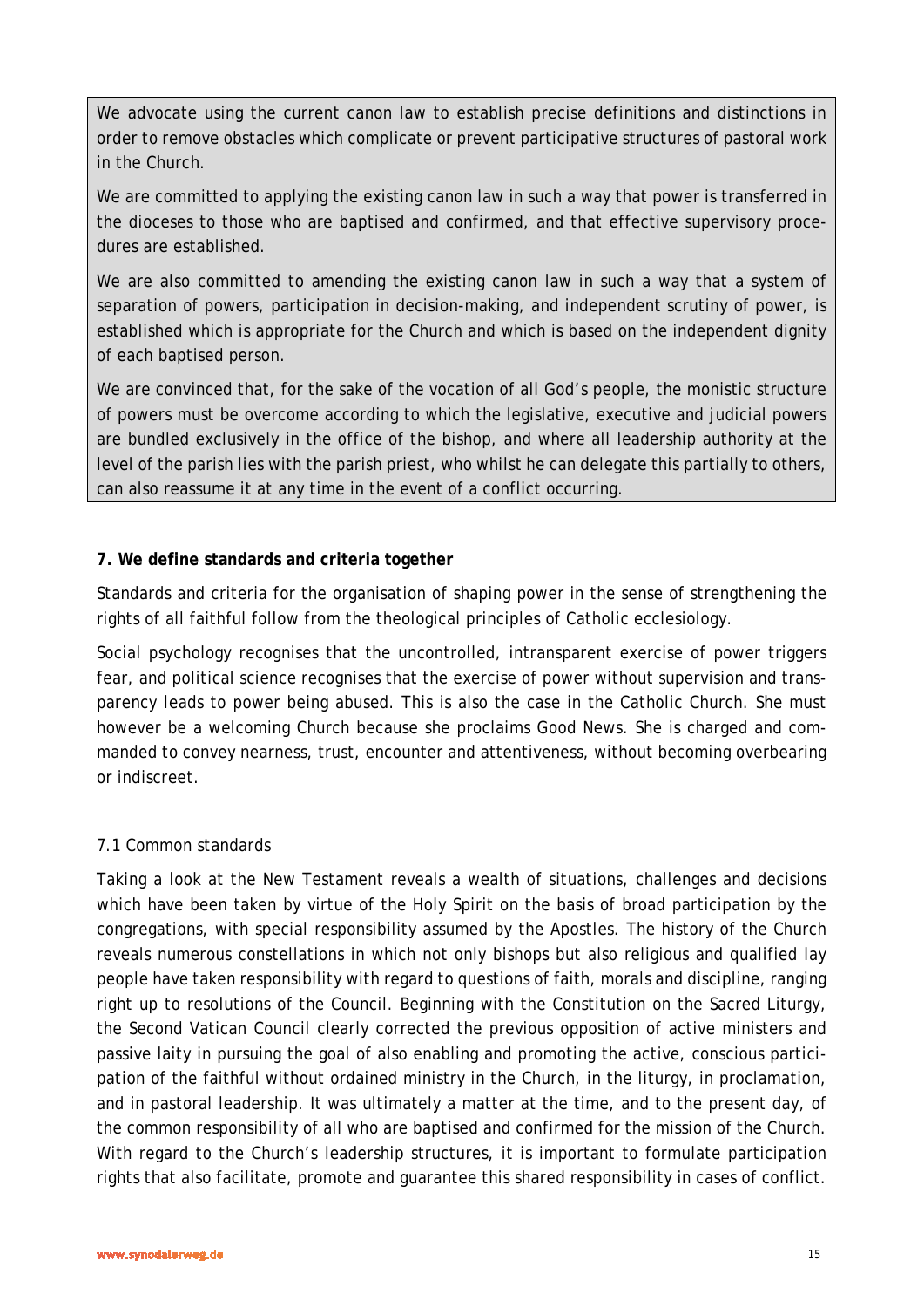We advocate using the current canon law to establish precise definitions and distinctions in order to remove obstacles which complicate or prevent participative structures of pastoral work in the Church.

We are committed to applying the existing canon law in such a way that power is transferred in the dioceses to those who are baptised and confirmed, and that effective supervisory procedures are established.

We are also committed to amending the existing canon law in such a way that a system of separation of powers, participation in decision-making, and independent scrutiny of power, is established which is appropriate for the Church and which is based on the independent dignity of each baptised person.

We are convinced that, for the sake of the vocation of all God's people, the monistic structure of powers must be overcome according to which the legislative, executive and judicial powers are bundled exclusively in the office of the bishop, and where all leadership authority at the level of the parish lies with the parish priest, who whilst he can delegate this partially to others, can also reassume it at any time in the event of a conflict occurring.

## 7. We define standards and criteria together

Standards and criteria for the organisation of shaping power in the sense of strengthening the rights of all faithful follow from the theological principles of Catholic ecclesiology.

Social psychology recognises that the uncontrolled, intransparent exercise of power triggers fear, and political science recognises that the exercise of power without supervision and transparency leads to power being abused. This is also the case in the Catholic Church. She must however be a welcoming Church because she proclaims Good News. She is charged and commanded to convey nearness, trust, encounter and attentiveness, without becoming overbearing or indiscreet.

### 7.1 Common standards

Taking a look at the New Testament reveals a wealth of situations, challenges and decisions which have been taken by virtue of the Holy Spirit on the basis of broad participation by the congregations, with special responsibility assumed by the Apostles. The history of the Church reveals numerous constellations in which not only bishops but also religious and qualified lay people have taken responsibility with regard to questions of faith, morals and discipline, ranging right up to resolutions of the Council. Beginning with the Constitution on the Sacred Liturgy, the Second Vatican Council clearly corrected the previous opposition of active ministers and passive laity in pursuing the goal of also enabling and promoting the active, conscious participation of the faithful without ordained ministry in the Church, in the liturgy, in proclamation, and in pastoral leadership. It was ultimately a matter at the time, and to the present day, of the common responsibility of all who are baptised and confirmed for the mission of the Church. With regard to the Church's leadership structures, it is important to formulate participation rights that also facilitate, promote and guarantee this shared responsibility in cases of conflict.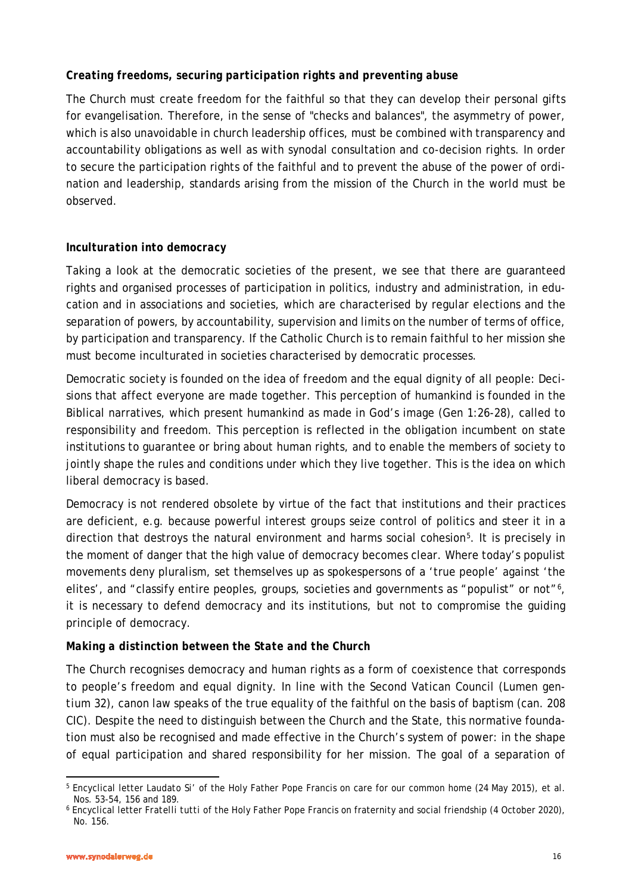### *Creating freedoms, securing participation rights and preventing abuse*

The Church must create freedom for the faithful so that they can develop their personal gifts for evangelisation. Therefore, in the sense of "checks and balances", the asymmetry of power, which is also unavoidable in church leadership offices, must be combined with transparency and accountability obligations as well as with synodal consultation and co-decision rights. In order to secure the participation rights of the faithful and to prevent the abuse of the power of ordination and leadership, standards arising from the mission of the Church in the world must be observed.

### *Inculturation into democracy*

Taking a look at the democratic societies of the present, we see that there are guaranteed rights and organised processes of participation in politics, industry and administration, in education and in associations and societies, which are characterised by regular elections and the separation of powers, by accountability, supervision and limits on the number of terms of office, by participation and transparency. If the Catholic Church is to remain faithful to her mission she must become inculturated in societies characterised by democratic processes.

Democratic society is founded on the idea of freedom and the equal dignity of all people: Decisions that affect everyone are made together. This perception of humankind is founded in the Biblical narratives, which present humankind as made in God's image (Gen 1:26-28), called to responsibility and freedom. This perception is reflected in the obligation incumbent on state institutions to guarantee or bring about human rights, and to enable the members of society to jointly shape the rules and conditions under which they live together. This is the idea on which liberal democracy is based.

Democracy is not rendered obsolete by virtue of the fact that institutions and their practices are deficient, e.g. because powerful interest groups seize control of politics and steer it in a direction that destroys the natural environment and harms social cohesion[5]. It is precisely in the moment of danger that the high value of democracy becomes clear. Where today's populist movements deny pluralism, set themselves up as spokespersons of a 'true people' against 'the elites', and "classify entire peoples, groups, societies and governments as "populist" or not"[6], it is necessary to defend democracy and its institutions, but not to compromise the guiding principle of democracy.

### *Making a distinction between the State and the Church*

The Church recognises democracy and human rights as a form of coexistence that corresponds to people's freedom and equal dignity. In line with the Second Vatican Council (*Lumen gentium* 32), canon law speaks of the true equality of the faithful on the basis of baptism (can. 208 CIC). Despite the need to distinguish between the Church and the State, this normative foundation must also be recognised and made effective in the Church's system of power: in the shape of equal participation and shared responsibility for her mission. The goal of a separation of

---

[5] Encyclical letter *Laudato Si'* of the Holy Father Pope Francis on care for our common home (24 May 2015), et al. Nos. 53-54, 156 and 189.

[6] Encyclical letter *Fratelli tutti* of the Holy Father Pope Francis on fraternity and social friendship (4 October 2020), No. 156.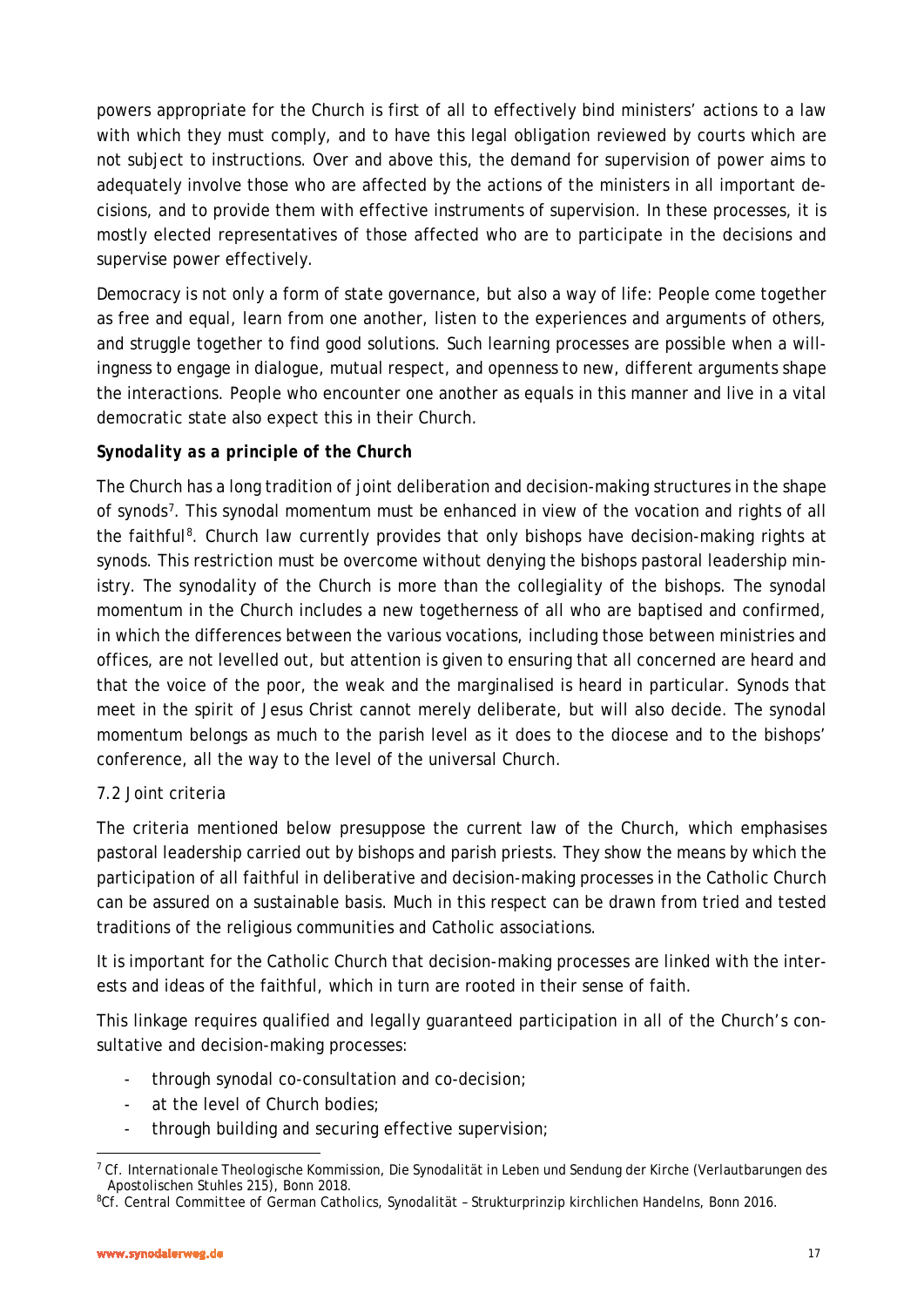powers appropriate for the Church is first of all to effectively bind ministers' actions to a law with which they must comply, and to have this legal obligation reviewed by courts which are not subject to instructions. Over and above this, the demand for supervision of power aims to adequately involve those who are affected by the actions of the ministers in all important decisions, and to provide them with effective instruments of supervision. In these processes, it is mostly elected representatives of those affected who are to participate in the decisions and supervise power effectively.

Democracy is not only a form of state governance, but also a way of life: People come together as free and equal, learn from one another, listen to the experiences and arguments of others, and struggle together to find good solutions. Such learning processes are possible when a willingness to engage in dialogue, mutual respect, and openness to new, different arguments shape the interactions. People who encounter one another as equals in this manner and live in a vital democratic state also expect this in their Church.

***Synodality as a principle of the Church***

The Church has a long tradition of joint deliberation and decision-making structures in the shape of synods[7]. This synodal momentum must be enhanced in view of the vocation and rights of all the faithful[8]. Church law currently provides that only bishops have decision-making rights at synods. This restriction must be overcome without denying the bishops pastoral leadership ministry. The synodality of the Church is more than the collegiality of the bishops. The synodal momentum in the Church includes a new togetherness of all who are baptised and confirmed, in which the differences between the various vocations, including those between ministries and offices, are not levelled out, but attention is given to ensuring that all concerned are heard and that the voice of the poor, the weak and the marginalised is heard in particular. Synods that meet in the spirit of Jesus Christ cannot merely deliberate, but will also decide. The synodal momentum belongs as much to the parish level as it does to the diocese and to the bishops' conference, all the way to the level of the universal Church.

7.2 Joint criteria

The criteria mentioned below presuppose the current law of the Church, which emphasises pastoral leadership carried out by bishops and parish priests. They show the means by which the participation of all faithful in deliberative and decision-making processes in the Catholic Church can be assured on a sustainable basis. Much in this respect can be drawn from tried and tested traditions of the religious communities and Catholic associations.

It is important for the Catholic Church that decision-making processes are linked with the interests and ideas of the faithful, which in turn are rooted in their sense of faith.

This linkage requires qualified and legally guaranteed participation in all of the Church's consultative and decision-making processes:

- through synodal co-consultation and co-decision;
- at the level of Church bodies;
- through building and securing effective supervision;

[7] Cf. Internationale Theologische Kommission, Die Synodalität in Leben und Sendung der Kirche (Verlautbarungen des Apostolischen Stuhles 215), Bonn 2018.

[8] Cf. Central Committee of German Catholics, Synodalität – Strukturprinzip kirchlichen Handelns, Bonn 2016.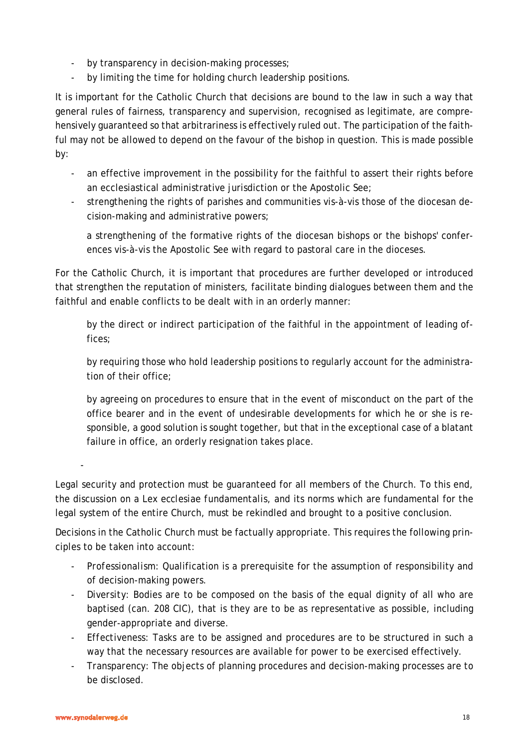- by transparency in decision-making processes;
- by limiting the time for holding church leadership positions.

It is important for the Catholic Church that decisions are bound to the law in such a way that general rules of fairness, transparency and supervision, recognised as legitimate, are comprehensively guaranteed so that arbitrariness is effectively ruled out. The participation of the faithful may not be allowed to depend on the favour of the bishop in question. This is made possible by:

- an effective improvement in the possibility for the faithful to assert their rights before an ecclesiastical administrative jurisdiction or the Apostolic See;
- strengthening the rights of parishes and communities vis-à-vis those of the diocesan decision-making and administrative powers;

  a strengthening of the formative rights of the diocesan bishops or the bishops' conferences vis-à-vis the Apostolic See with regard to pastoral care in the dioceses.

For the Catholic Church, it is important that procedures are further developed or introduced that strengthen the reputation of ministers, facilitate binding dialogues between them and the faithful and enable conflicts to be dealt with in an orderly manner:

  by the direct or indirect participation of the faithful in the appointment of leading offices;

  by requiring those who hold leadership positions to regularly account for the administration of their office;

  by agreeing on procedures to ensure that in the event of misconduct on the part of the office bearer and in the event of undesirable developments for which he or she is responsible, a good solution is sought together, but that in the exceptional case of a blatant failure in office, an orderly resignation takes place.

-

Legal security and protection must be guaranteed for all members of the Church. To this end, the discussion on a *Lex ecclesiae fundamentalis*, and its norms which are fundamental for the legal system of the entire Church, must be rekindled and brought to a positive conclusion.

Decisions in the Catholic Church must be factually appropriate. This requires the following principles to be taken into account:

- Professionalism: Qualification is a prerequisite for the assumption of responsibility and of decision-making powers.
- Diversity: Bodies are to be composed on the basis of the equal dignity of all who are baptised (can. 208 CIC), that is they are to be as representative as possible, including gender-appropriate and diverse.
- Effectiveness: Tasks are to be assigned and procedures are to be structured in such a way that the necessary resources are available for power to be exercised effectively.
- Transparency: The objects of planning procedures and decision-making processes are to be disclosed.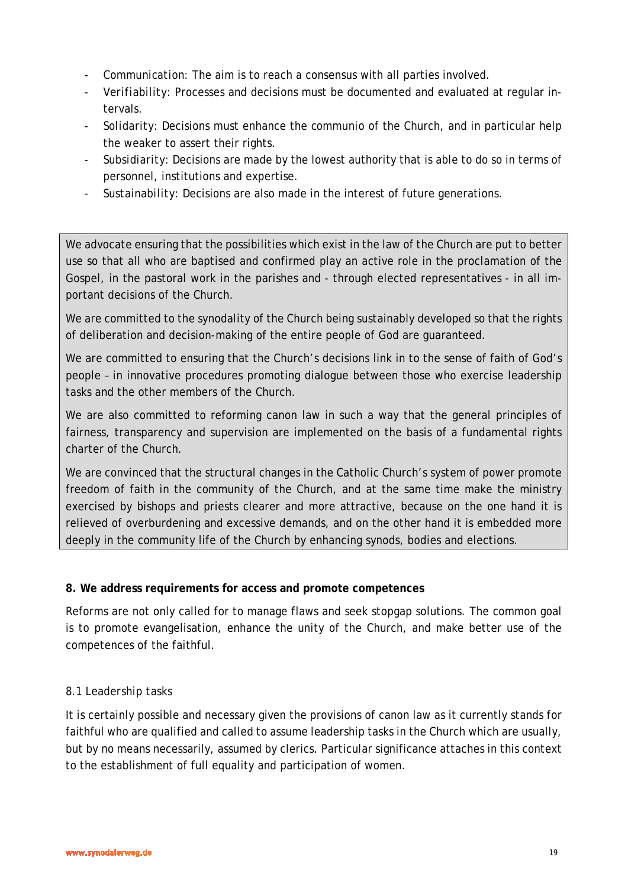- *Communication*: The aim is to reach a consensus with all parties involved.
- *Verifiability*: Processes and decisions must be documented and evaluated at regular intervals.
- *Solidarity*: Decisions must enhance the communio of the Church, and in particular help the weaker to assert their rights.
- *Subsidiarity*: Decisions are made by the lowest authority that is able to do so in terms of personnel, institutions and expertise.
- *Sustainability*: Decisions are also made in the interest of future generations.

> We advocate ensuring that the possibilities which exist in the law of the Church are put to better use so that all who are baptised and confirmed play an active role in the proclamation of the Gospel, in the pastoral work in the parishes and - through elected representatives - in all important decisions of the Church.
>
> We are committed to the synodality of the Church being sustainably developed so that the rights of deliberation and decision-making of the entire people of God are guaranteed.
>
> We are committed to ensuring that the Church's decisions link in to the sense of faith of God's people – in innovative procedures promoting dialogue between those who exercise leadership tasks and the other members of the Church.
>
> We are also committed to reforming canon law in such a way that the general principles of fairness, transparency and supervision are implemented on the basis of a fundamental rights charter of the Church.
>
> We are convinced that the structural changes in the Catholic Church's system of power promote freedom of faith in the community of the Church, and at the same time make the ministry exercised by bishops and priests clearer and more attractive, because on the one hand it is relieved of overburdening and excessive demands, and on the other hand it is embedded more deeply in the community life of the Church by enhancing synods, bodies and elections.

## 8. We address requirements for access and promote competences

Reforms are not only called for to manage flaws and seek stopgap solutions. The common goal is to promote evangelisation, enhance the unity of the Church, and make better use of the competences of the faithful.

### 8.1 Leadership tasks

It is certainly possible and necessary given the provisions of canon law as it currently stands for faithful who are qualified and called to assume leadership tasks in the Church which are usually, but by no means necessarily, assumed by clerics. Particular significance attaches in this context to the establishment of full equality and participation of women.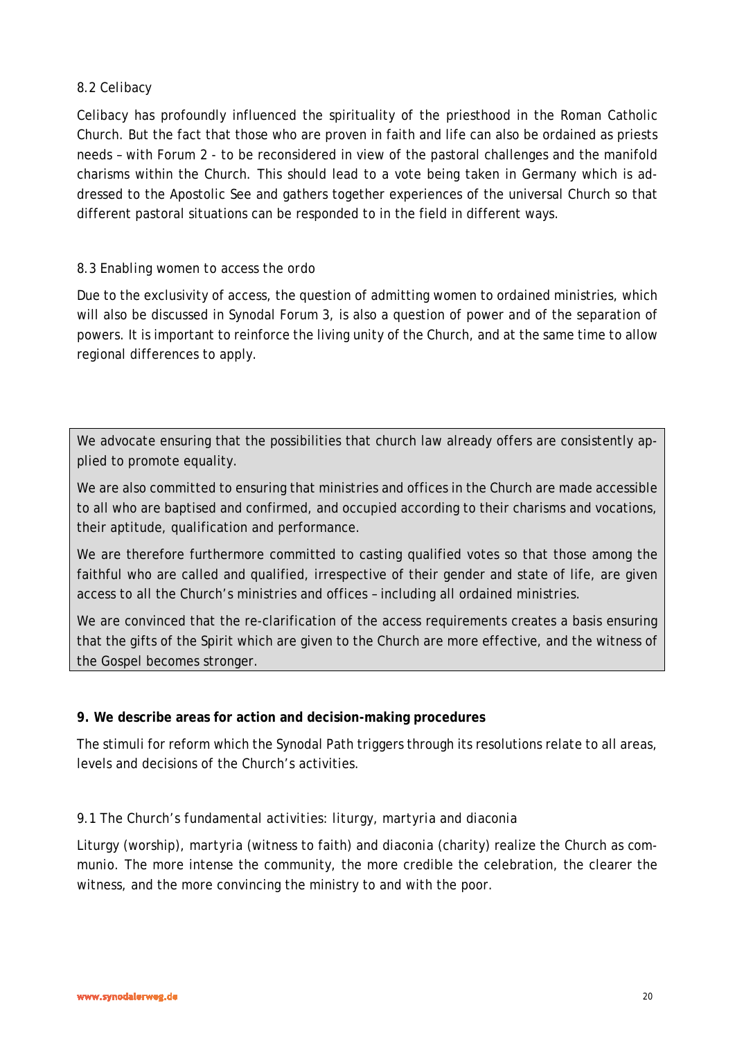### 8.2 Celibacy

Celibacy has profoundly influenced the spirituality of the priesthood in the Roman Catholic Church. But the fact that those who are proven in faith and life can also be ordained as priests needs – with Forum 2 - to be reconsidered in view of the pastoral challenges and the manifold charisms within the Church. This should lead to a vote being taken in Germany which is addressed to the Apostolic See and gathers together experiences of the universal Church so that different pastoral situations can be responded to in the field in different ways.

### 8.3 Enabling women to access the ordo

Due to the exclusivity of access, the question of admitting women to ordained ministries, which will also be discussed in Synodal Forum 3, is also a question of power and of the separation of powers. It is important to reinforce the living unity of the Church, and at the same time to allow regional differences to apply.

> We advocate ensuring that the possibilities that church law already offers are consistently applied to promote equality.
>
> We are also committed to ensuring that ministries and offices in the Church are made accessible to all who are baptised and confirmed, and occupied according to their charisms and vocations, their aptitude, qualification and performance.
>
> We are therefore furthermore committed to casting qualified votes so that those among the faithful who are called and qualified, irrespective of their gender and state of life, are given access to all the Church's ministries and offices – including all ordained ministries.
>
> We are convinced that the re-clarification of the access requirements creates a basis ensuring that the gifts of the Spirit which are given to the Church are more effective, and the witness of the Gospel becomes stronger.

## 9. We describe areas for action and decision-making procedures

The stimuli for reform which the Synodal Path triggers through its resolutions relate to all areas, levels and decisions of the Church's activities.

### 9.1 The Church's fundamental activities: liturgy, martyria and diaconia

Liturgy (worship), martyria (witness to faith) and diaconia (charity) realize the Church as communio. The more intense the community, the more credible the celebration, the clearer the witness, and the more convincing the ministry to and with the poor.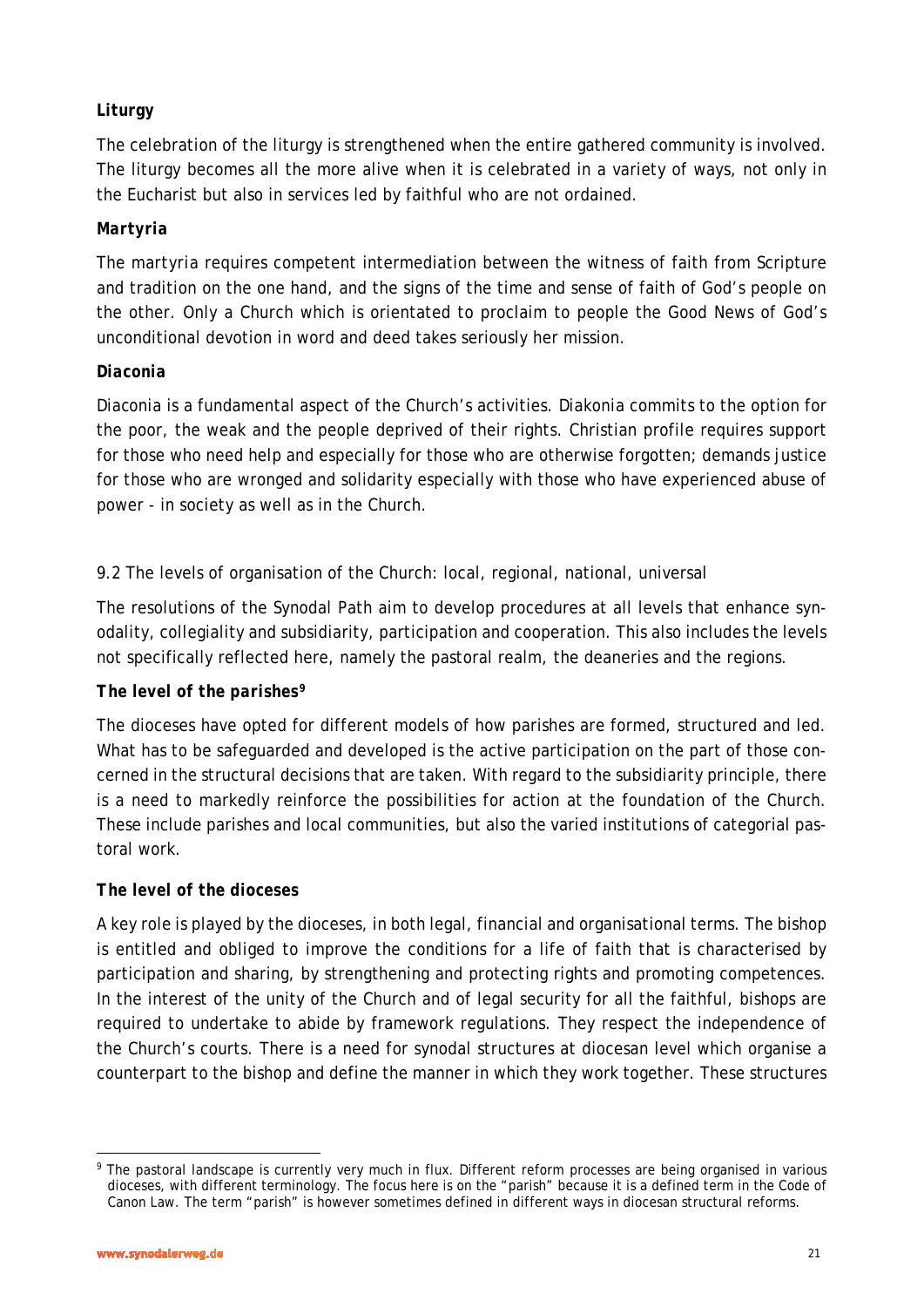**Liturgy**

The celebration of the liturgy is strengthened when the entire gathered community is involved. The liturgy becomes all the more alive when it is celebrated in a variety of ways, not only in the Eucharist but also in services led by faithful who are not ordained.

**Martyria**

The martyria requires competent intermediation between the witness of faith from Scripture and tradition on the one hand, and the signs of the time and sense of faith of God's people on the other. Only a Church which is orientated to proclaim to people the Good News of God's unconditional devotion in word and deed takes seriously her mission.

**Diaconia**

Diaconia is a fundamental aspect of the Church's activities. Diakonia commits to the option for the poor, the weak and the people deprived of their rights. Christian profile requires support for those who need help and especially for those who are otherwise forgotten; demands justice for those who are wronged and solidarity especially with those who have experienced abuse of power - in society as well as in the Church.

## 9.2 The levels of organisation of the Church: local, regional, national, universal

The resolutions of the Synodal Path aim to develop procedures at all levels that enhance synodality, collegiality and subsidiarity, participation and cooperation. This also includes the levels not specifically reflected here, namely the pastoral realm, the deaneries and the regions.

**The level of the parishes[9]**

The dioceses have opted for different models of how parishes are formed, structured and led. What has to be safeguarded and developed is the active participation on the part of those concerned in the structural decisions that are taken. With regard to the subsidiarity principle, there is a need to markedly reinforce the possibilities for action at the foundation of the Church. These include parishes and local communities, but also the varied institutions of categorial pastoral work.

**The level of the dioceses**

A key role is played by the dioceses, in both legal, financial and organisational terms. The bishop is entitled and obliged to improve the conditions for a life of faith that is characterised by participation and sharing, by strengthening and protecting rights and promoting competences. In the interest of the unity of the Church and of legal security for all the faithful, bishops are required to undertake to abide by framework regulations. They respect the independence of the Church's courts. There is a need for synodal structures at diocesan level which organise a counterpart to the bishop and define the manner in which they work together. These structures

[9] The pastoral landscape is currently very much in flux. Different reform processes are being organised in various dioceses, with different terminology. The focus here is on the "parish" because it is a defined term in the Code of Canon Law. The term "parish" is however sometimes defined in different ways in diocesan structural reforms.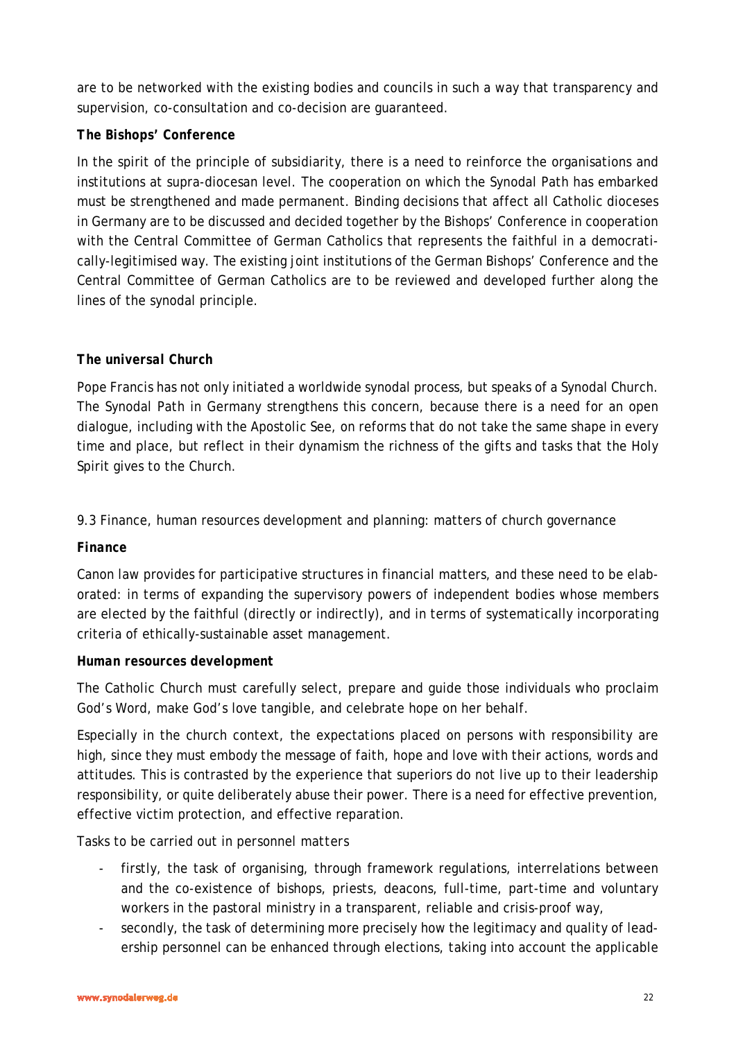are to be networked with the existing bodies and councils in such a way that transparency and supervision, co-consultation and co-decision are guaranteed.

**The Bishops' Conference**

In the spirit of the principle of subsidiarity, there is a need to reinforce the organisations and institutions at supra-diocesan level. The cooperation on which the Synodal Path has embarked must be strengthened and made permanent. Binding decisions that affect all Catholic dioceses in Germany are to be discussed and decided together by the Bishops' Conference in cooperation with the Central Committee of German Catholics that represents the faithful in a democratically-legitimised way. The existing joint institutions of the German Bishops' Conference and the Central Committee of German Catholics are to be reviewed and developed further along the lines of the synodal principle.

***The universal Church***

Pope Francis has not only initiated a worldwide synodal process, but speaks of a Synodal Church. The Synodal Path in Germany strengthens this concern, because there is a need for an open dialogue, including with the Apostolic See, on reforms that do not take the same shape in every time and place, but reflect in their dynamism the richness of the gifts and tasks that the Holy Spirit gives to the Church.

9.3 Finance, human resources development and planning: matters of church governance

***Finance***

Canon law provides for participative structures in financial matters, and these need to be elaborated: in terms of expanding the supervisory powers of independent bodies whose members are elected by the faithful (directly or indirectly), and in terms of systematically incorporating criteria of ethically-sustainable asset management.

***Human resources development***

The Catholic Church must carefully select, prepare and guide those individuals who proclaim God's Word, make God's love tangible, and celebrate hope on her behalf.

Especially in the church context, the expectations placed on persons with responsibility are high, since they must embody the message of faith, hope and love with their actions, words and attitudes. This is contrasted by the experience that superiors do not live up to their leadership responsibility, or quite deliberately abuse their power. There is a need for effective prevention, effective victim protection, and effective reparation.

Tasks to be carried out in personnel matters

- firstly, the task of organising, through framework regulations, interrelations between and the co-existence of bishops, priests, deacons, full-time, part-time and voluntary workers in the pastoral ministry in a transparent, reliable and crisis-proof way,
- secondly, the task of determining more precisely how the legitimacy and quality of leadership personnel can be enhanced through elections, taking into account the applicable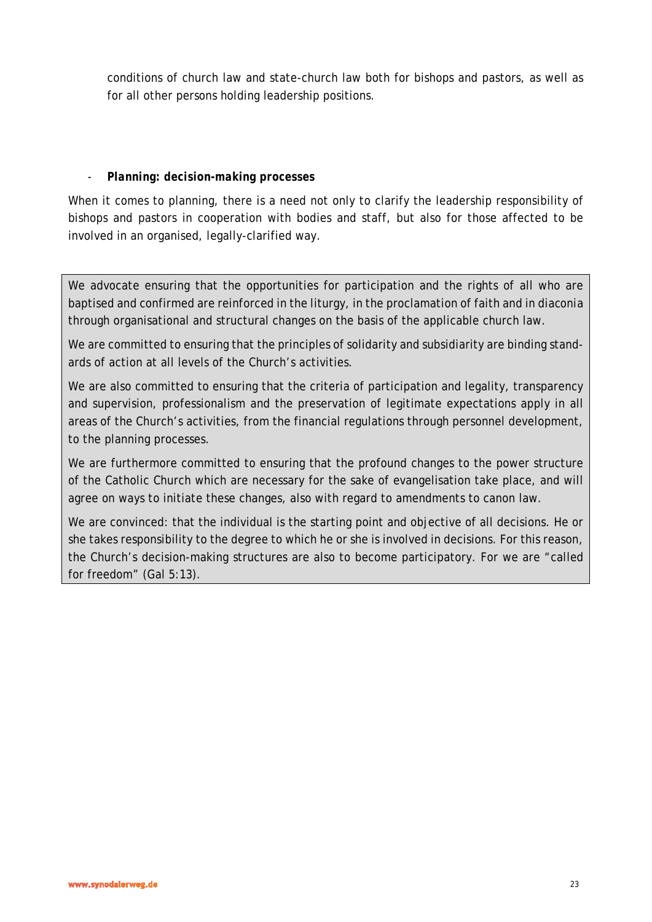conditions of church law and state-church law both for bishops and pastors, as well as for all other persons holding leadership positions.

- ***Planning: decision-making processes***

When it comes to planning, there is a need not only to clarify the leadership responsibility of bishops and pastors in cooperation with bodies and staff, but also for those affected to be involved in an organised, legally-clarified way.

We advocate ensuring that the opportunities for participation and the rights of all who are baptised and confirmed are reinforced in the liturgy, in the proclamation of faith and in diaconia through organisational and structural changes on the basis of the applicable church law.

We are committed to ensuring that the principles of solidarity and subsidiarity are binding standards of action at all levels of the Church's activities.

We are also committed to ensuring that the criteria of participation and legality, transparency and supervision, professionalism and the preservation of legitimate expectations apply in all areas of the Church's activities, from the financial regulations through personnel development, to the planning processes.

We are furthermore committed to ensuring that the profound changes to the power structure of the Catholic Church which are necessary for the sake of evangelisation take place, and will agree on ways to initiate these changes, also with regard to amendments to canon law.

We are convinced: that the individual is the starting point and objective of all decisions. He or she takes responsibility to the degree to which he or she is involved in decisions. For this reason, the Church's decision-making structures are also to become participatory. For we are "called for freedom" (Gal 5:13).